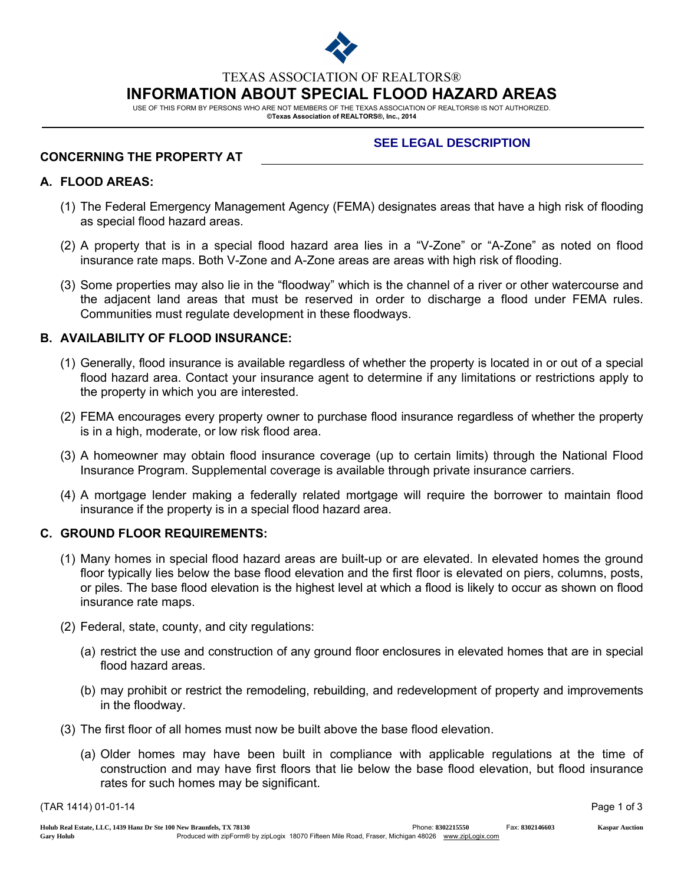TEXAS ASSOCIATION OF REALTORS®

# INFORMATION ABOUT SPECIAL FLOOD HAZARD AREAS

USE OF THIS FORM BY PERSONS WHO ARE NOT MEMBERS OF THE TEXAS ASSOCIATION OF REALTORS® IS NOT AUTHORIZED.
**©Texas Association of REALTORS®, Inc., 2014**

**CONCERNING THE PROPERTY AT** **SEE LEGAL DESCRIPTION**

## A. FLOOD AREAS:

(1) The Federal Emergency Management Agency (FEMA) designates areas that have a high risk of flooding as special flood hazard areas.

(2) A property that is in a special flood hazard area lies in a "V-Zone" or "A-Zone" as noted on flood insurance rate maps. Both V-Zone and A-Zone areas are areas with high risk of flooding.

(3) Some properties may also lie in the "floodway" which is the channel of a river or other watercourse and the adjacent land areas that must be reserved in order to discharge a flood under FEMA rules. Communities must regulate development in these floodways.

## B. AVAILABILITY OF FLOOD INSURANCE:

(1) Generally, flood insurance is available regardless of whether the property is located in or out of a special flood hazard area. Contact your insurance agent to determine if any limitations or restrictions apply to the property in which you are interested.

(2) FEMA encourages every property owner to purchase flood insurance regardless of whether the property is in a high, moderate, or low risk flood area.

(3) A homeowner may obtain flood insurance coverage (up to certain limits) through the National Flood Insurance Program. Supplemental coverage is available through private insurance carriers.

(4) A mortgage lender making a federally related mortgage will require the borrower to maintain flood insurance if the property is in a special flood hazard area.

## C. GROUND FLOOR REQUIREMENTS:

(1) Many homes in special flood hazard areas are built-up or are elevated. In elevated homes the ground floor typically lies below the base flood elevation and the first floor is elevated on piers, columns, posts, or piles. The base flood elevation is the highest level at which a flood is likely to occur as shown on flood insurance rate maps.

(2) Federal, state, county, and city regulations:

(a) restrict the use and construction of any ground floor enclosures in elevated homes that are in special flood hazard areas.

(b) may prohibit or restrict the remodeling, rebuilding, and redevelopment of property and improvements in the floodway.

(3) The first floor of all homes must now be built above the base flood elevation.

(a) Older homes may have been built in compliance with applicable regulations at the time of construction and may have first floors that lie below the base flood elevation, but flood insurance rates for such homes may be significant.

(TAR 1414) 01-01-14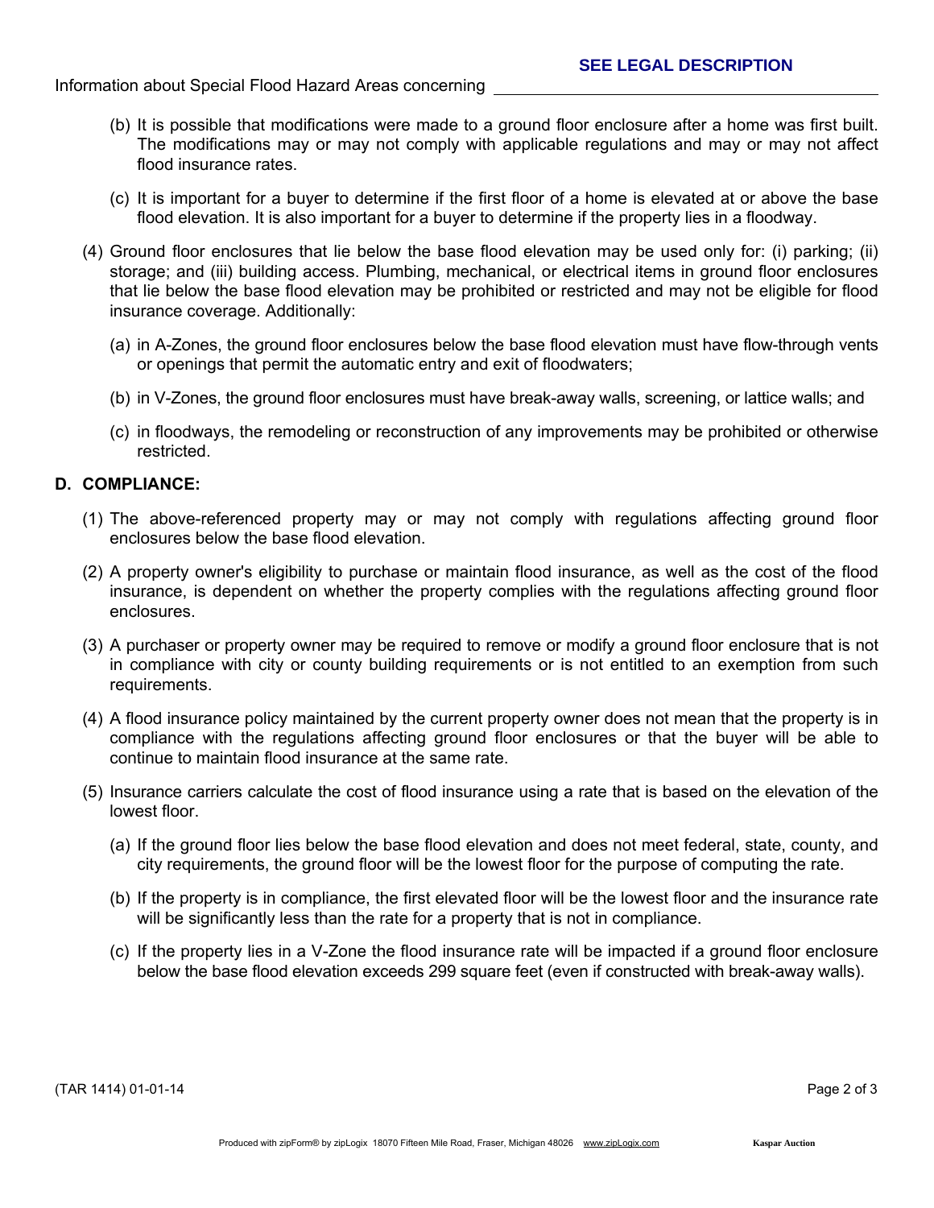Information about Special Flood Hazard Areas concerning **SEE LEGAL DESCRIPTION**

(b) It is possible that modifications were made to a ground floor enclosure after a home was first built. The modifications may or may not comply with applicable regulations and may or may not affect flood insurance rates.

(c) It is important for a buyer to determine if the first floor of a home is elevated at or above the base flood elevation. It is also important for a buyer to determine if the property lies in a floodway.

(4) Ground floor enclosures that lie below the base flood elevation may be used only for: (i) parking; (ii) storage; and (iii) building access. Plumbing, mechanical, or electrical items in ground floor enclosures that lie below the base flood elevation may be prohibited or restricted and may not be eligible for flood insurance coverage. Additionally:

(a) in A-Zones, the ground floor enclosures below the base flood elevation must have flow-through vents or openings that permit the automatic entry and exit of floodwaters;

(b) in V-Zones, the ground floor enclosures must have break-away walls, screening, or lattice walls; and

(c) in floodways, the remodeling or reconstruction of any improvements may be prohibited or otherwise restricted.

**D. COMPLIANCE:**

(1) The above-referenced property may or may not comply with regulations affecting ground floor enclosures below the base flood elevation.

(2) A property owner's eligibility to purchase or maintain flood insurance, as well as the cost of the flood insurance, is dependent on whether the property complies with the regulations affecting ground floor enclosures.

(3) A purchaser or property owner may be required to remove or modify a ground floor enclosure that is not in compliance with city or county building requirements or is not entitled to an exemption from such requirements.

(4) A flood insurance policy maintained by the current property owner does not mean that the property is in compliance with the regulations affecting ground floor enclosures or that the buyer will be able to continue to maintain flood insurance at the same rate.

(5) Insurance carriers calculate the cost of flood insurance using a rate that is based on the elevation of the lowest floor.

(a) If the ground floor lies below the base flood elevation and does not meet federal, state, county, and city requirements, the ground floor will be the lowest floor for the purpose of computing the rate.

(b) If the property is in compliance, the first elevated floor will be the lowest floor and the insurance rate will be significantly less than the rate for a property that is not in compliance.

(c) If the property lies in a V-Zone the flood insurance rate will be impacted if a ground floor enclosure below the base flood elevation exceeds 299 square feet (even if constructed with break-away walls).

(TAR 1414) 01-01-14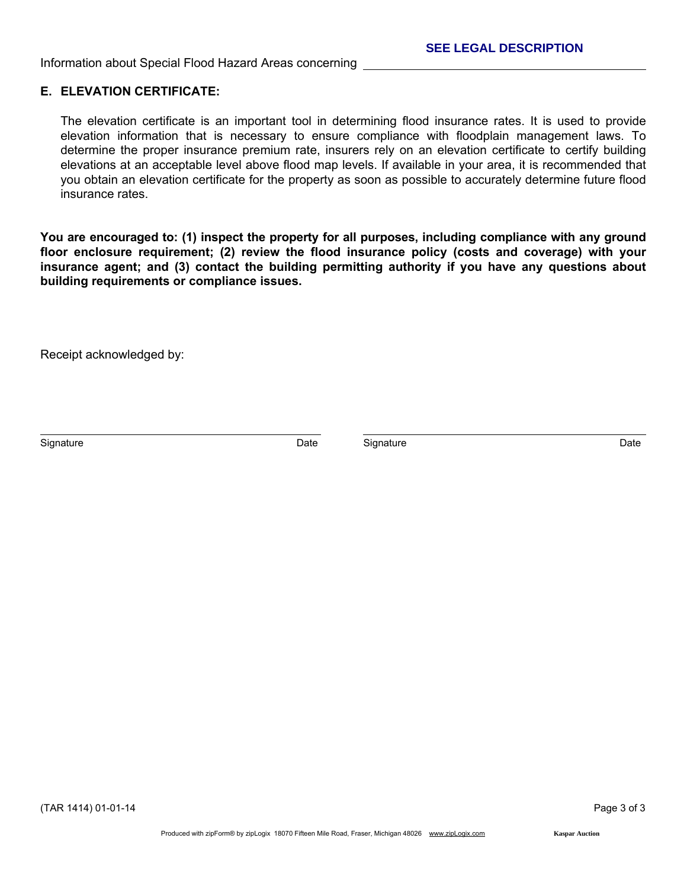Information about Special Flood Hazard Areas concerning **SEE LEGAL DESCRIPTION**

## E. ELEVATION CERTIFICATE:

The elevation certificate is an important tool in determining flood insurance rates. It is used to provide elevation information that is necessary to ensure compliance with floodplain management laws. To determine the proper insurance premium rate, insurers rely on an elevation certificate to certify building elevations at an acceptable level above flood map levels. If available in your area, it is recommended that you obtain an elevation certificate for the property as soon as possible to accurately determine future flood insurance rates.

**You are encouraged to: (1) inspect the property for all purposes, including compliance with any ground floor enclosure requirement; (2) review the flood insurance policy (costs and coverage) with your insurance agent; and (3) contact the building permitting authority if you have any questions about building requirements or compliance issues.**

Receipt acknowledged by:

| | | | |
|---|---|---|---|
| Signature | Date | Signature | Date |

(TAR 1414) 01-01-14

Produced with zipForm® by zipLogix 18070 Fifteen Mile Road, Fraser, Michigan 48026 www.zipLogix.com Kaspar Auction